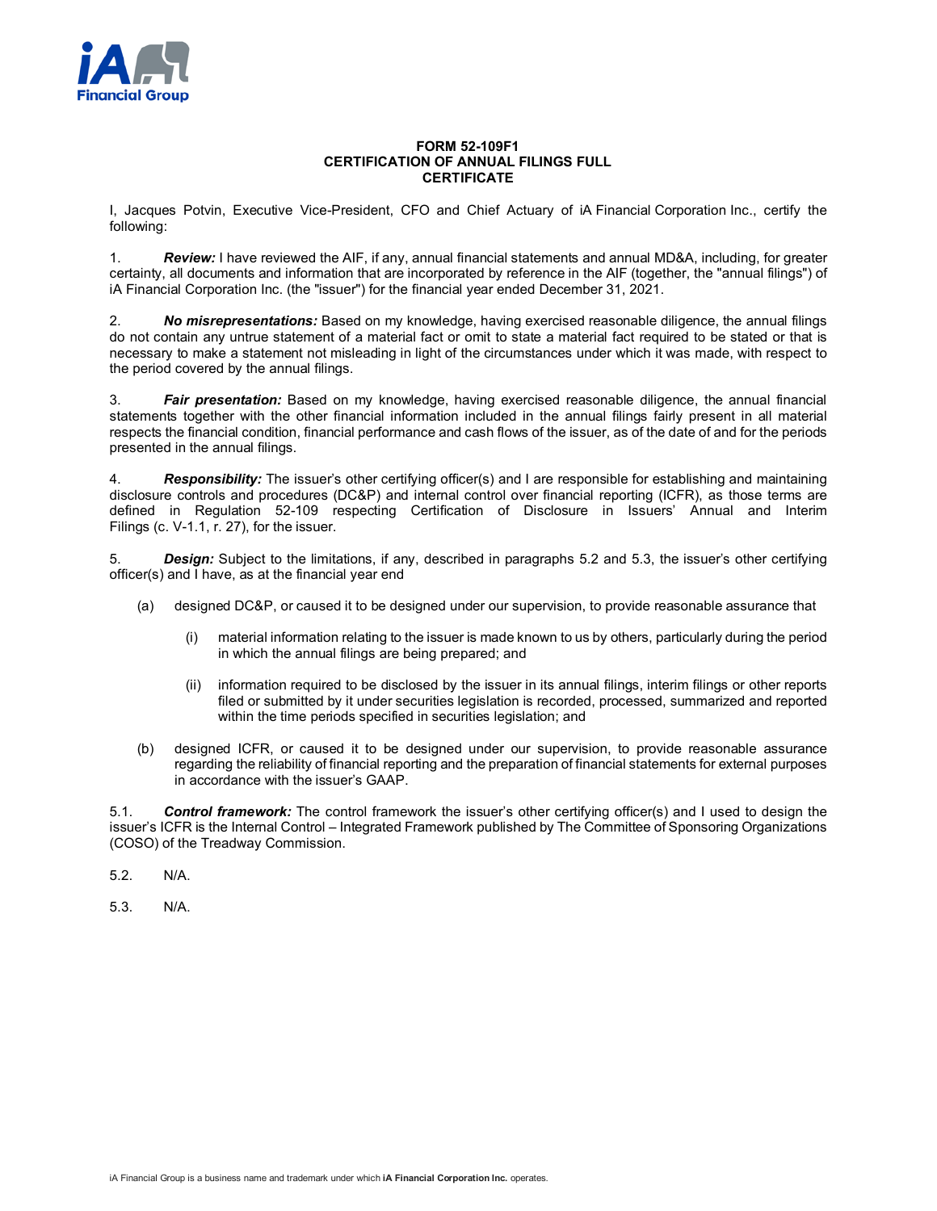**FORM 52-109F1**
**CERTIFICATION OF ANNUAL FILINGS FULL**
**CERTIFICATE**

I, Jacques Potvin, Executive Vice-President, CFO and Chief Actuary of iA Financial Corporation Inc., certify the following:

1. ***Review:*** I have reviewed the AIF, if any, annual financial statements and annual MD&A, including, for greater certainty, all documents and information that are incorporated by reference in the AIF (together, the "annual filings") of iA Financial Corporation Inc. (the "issuer") for the financial year ended December 31, 2021.

2. ***No misrepresentations:*** Based on my knowledge, having exercised reasonable diligence, the annual filings do not contain any untrue statement of a material fact or omit to state a material fact required to be stated or that is necessary to make a statement not misleading in light of the circumstances under which it was made, with respect to the period covered by the annual filings.

3. ***Fair presentation:*** Based on my knowledge, having exercised reasonable diligence, the annual financial statements together with the other financial information included in the annual filings fairly present in all material respects the financial condition, financial performance and cash flows of the issuer, as of the date of and for the periods presented in the annual filings.

4. ***Responsibility:*** The issuer's other certifying officer(s) and I are responsible for establishing and maintaining disclosure controls and procedures (DC&P) and internal control over financial reporting (ICFR), as those terms are defined in Regulation 52-109 respecting Certification of Disclosure in Issuers' Annual and Interim Filings (c. V-1.1, r. 27), for the issuer.

5. ***Design:*** Subject to the limitations, if any, described in paragraphs 5.2 and 5.3, the issuer's other certifying officer(s) and I have, as at the financial year end

   (a) designed DC&P, or caused it to be designed under our supervision, to provide reasonable assurance that

      (i) material information relating to the issuer is made known to us by others, particularly during the period in which the annual filings are being prepared; and

      (ii) information required to be disclosed by the issuer in its annual filings, interim filings or other reports filed or submitted by it under securities legislation is recorded, processed, summarized and reported within the time periods specified in securities legislation; and

   (b) designed ICFR, or caused it to be designed under our supervision, to provide reasonable assurance regarding the reliability of financial reporting and the preparation of financial statements for external purposes in accordance with the issuer's GAAP.

5.1. ***Control framework:*** The control framework the issuer's other certifying officer(s) and I used to design the issuer's ICFR is the Internal Control – Integrated Framework published by The Committee of Sponsoring Organizations (COSO) of the Treadway Commission.

5.2. N/A.

5.3. N/A.

iA Financial Group is a business name and trademark under which **iA Financial Corporation Inc.** operates.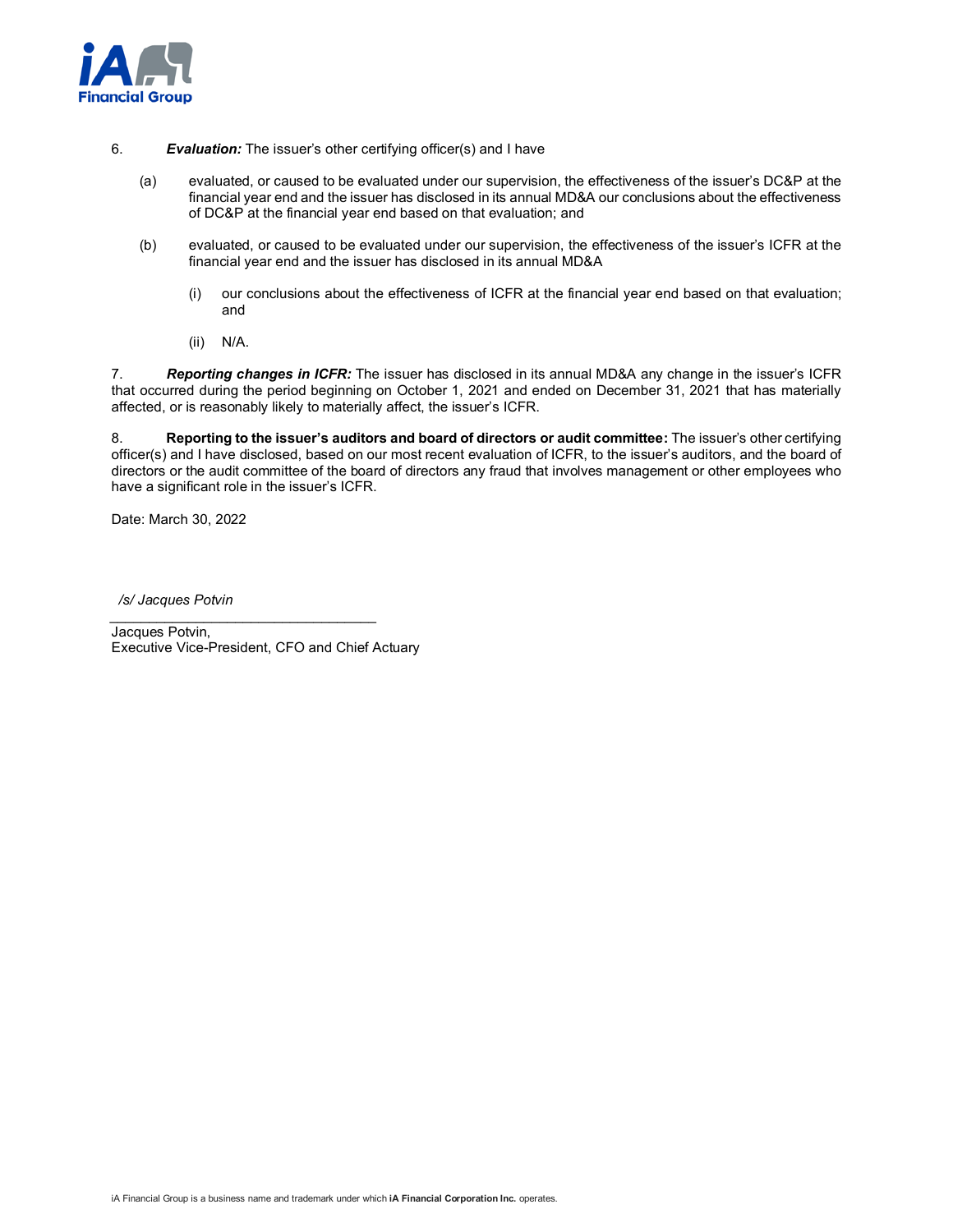6. ***Evaluation:*** The issuer's other certifying officer(s) and I have

(a) evaluated, or caused to be evaluated under our supervision, the effectiveness of the issuer's DC&P at the financial year end and the issuer has disclosed in its annual MD&A our conclusions about the effectiveness of DC&P at the financial year end based on that evaluation; and

(b) evaluated, or caused to be evaluated under our supervision, the effectiveness of the issuer's ICFR at the financial year end and the issuer has disclosed in its annual MD&A

(i) our conclusions about the effectiveness of ICFR at the financial year end based on that evaluation; and

(ii) N/A.

7. ***Reporting changes in ICFR:*** The issuer has disclosed in its annual MD&A any change in the issuer's ICFR that occurred during the period beginning on October 1, 2021 and ended on December 31, 2021 that has materially affected, or is reasonably likely to materially affect, the issuer's ICFR.

8. **Reporting to the issuer's auditors and board of directors or audit committee:** The issuer's other certifying officer(s) and I have disclosed, based on our most recent evaluation of ICFR, to the issuer's auditors, and the board of directors or the audit committee of the board of directors any fraud that involves management or other employees who have a significant role in the issuer's ICFR.

Date: March 30, 2022

*/s/ Jacques Potvin*

Jacques Potvin,
Executive Vice-President, CFO and Chief Actuary

iA Financial Group is a business name and trademark under which **iA Financial Corporation Inc.** operates.